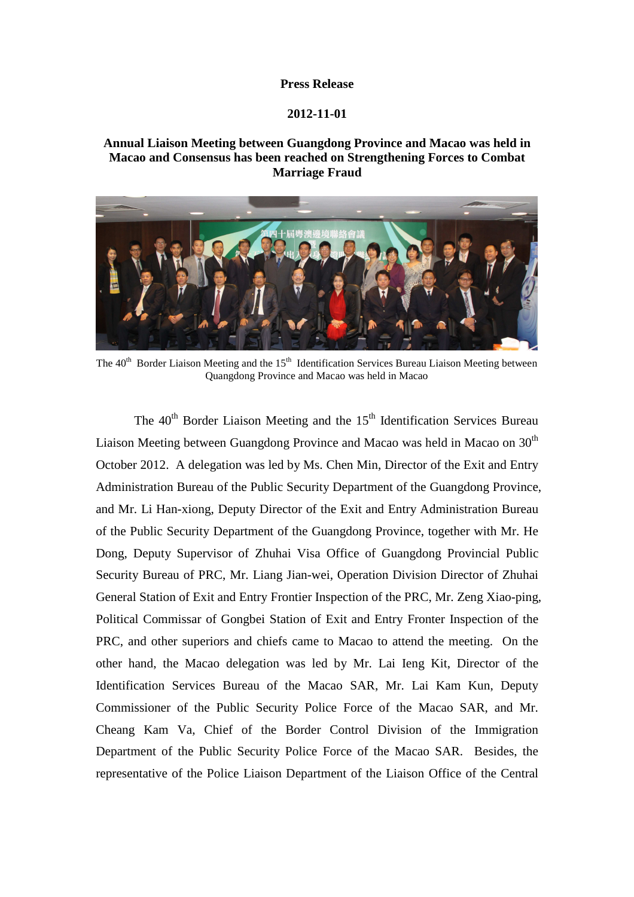**Press Release**

**2012-11-01**

**Annual Liaison Meeting between Guangdong Province and Macao was held in Macao and Consensus has been reached on Strengthening Forces to Combat Marriage Fraud**

The 40th Border Liaison Meeting and the 15th Identification Services Bureau Liaison Meeting between Quangdong Province and Macao was held in Macao

The 40th Border Liaison Meeting and the 15th Identification Services Bureau Liaison Meeting between Guangdong Province and Macao was held in Macao on 30th October 2012. A delegation was led by Ms. Chen Min, Director of the Exit and Entry Administration Bureau of the Public Security Department of the Guangdong Province, and Mr. Li Han-xiong, Deputy Director of the Exit and Entry Administration Bureau of the Public Security Department of the Guangdong Province, together with Mr. He Dong, Deputy Supervisor of Zhuhai Visa Office of Guangdong Provincial Public Security Bureau of PRC, Mr. Liang Jian-wei, Operation Division Director of Zhuhai General Station of Exit and Entry Frontier Inspection of the PRC, Mr. Zeng Xiao-ping, Political Commissar of Gongbei Station of Exit and Entry Fronter Inspection of the PRC, and other superiors and chiefs came to Macao to attend the meeting. On the other hand, the Macao delegation was led by Mr. Lai Ieng Kit, Director of the Identification Services Bureau of the Macao SAR, Mr. Lai Kam Kun, Deputy Commissioner of the Public Security Police Force of the Macao SAR, and Mr. Cheang Kam Va, Chief of the Border Control Division of the Immigration Department of the Public Security Police Force of the Macao SAR. Besides, the representative of the Police Liaison Department of the Liaison Office of the Central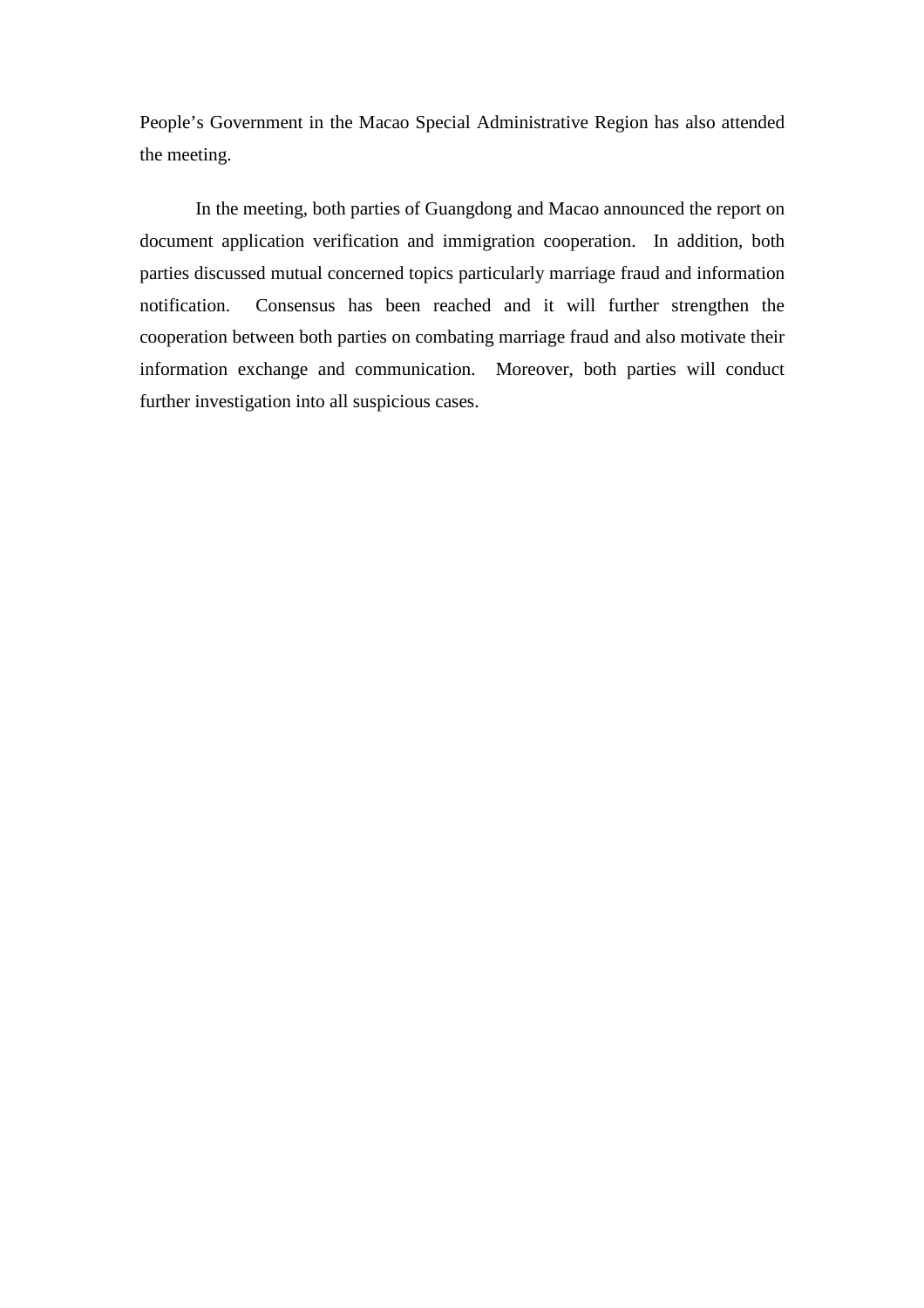People's Government in the Macao Special Administrative Region has also attended the meeting.

In the meeting, both parties of Guangdong and Macao announced the report on document application verification and immigration cooperation. In addition, both parties discussed mutual concerned topics particularly marriage fraud and information notification. Consensus has been reached and it will further strengthen the cooperation between both parties on combating marriage fraud and also motivate their information exchange and communication. Moreover, both parties will conduct further investigation into all suspicious cases.